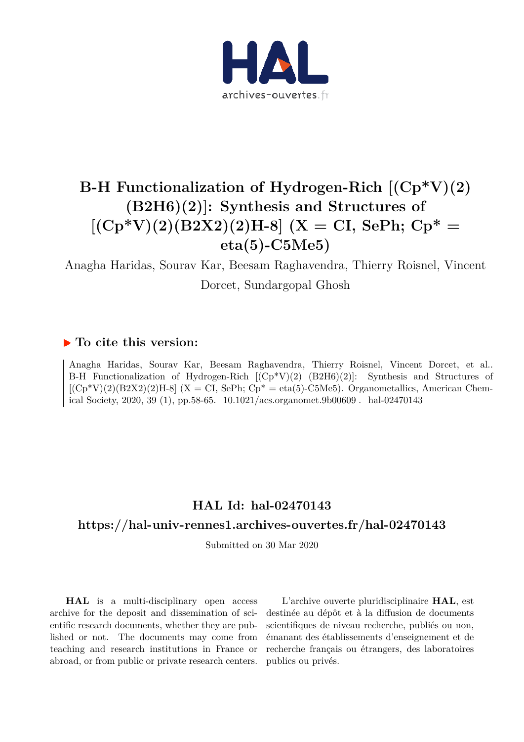# B-H Functionalization of Hydrogen-Rich [(Cp*V)(2) (B2H6)(2)]: Synthesis and Structures of [(Cp*V)(2)(B2X2)(2)H-8] (X = CI, SePh; Cp* = eta(5)-C5Me5)

Anagha Haridas, Sourav Kar, Beesam Raghavendra, Thierry Roisnel, Vincent Dorcet, Sundargopal Ghosh

## To cite this version:

Anagha Haridas, Sourav Kar, Beesam Raghavendra, Thierry Roisnel, Vincent Dorcet, et al.. B-H Functionalization of Hydrogen-Rich [(Cp*V)(2) (B2H6)(2)]: Synthesis and Structures of [(Cp*V)(2)(B2X2)(2)H-8] (X = CI, SePh; Cp* = eta(5)-C5Me5). Organometallics, American Chemical Society, 2020, 39 (1), pp.58-65. 10.1021/acs.organomet.9b00609 . hal-02470143

## HAL Id: hal-02470143

## https://hal-univ-rennes1.archives-ouvertes.fr/hal-02470143

Submitted on 30 Mar 2020

**HAL** is a multi-disciplinary open access archive for the deposit and dissemination of scientific research documents, whether they are published or not. The documents may come from teaching and research institutions in France or abroad, or from public or private research centers.

L'archive ouverte pluridisciplinaire **HAL**, est destinée au dépôt et à la diffusion de documents scientifiques de niveau recherche, publiés ou non, émanant des établissements d'enseignement et de recherche français ou étrangers, des laboratoires publics ou privés.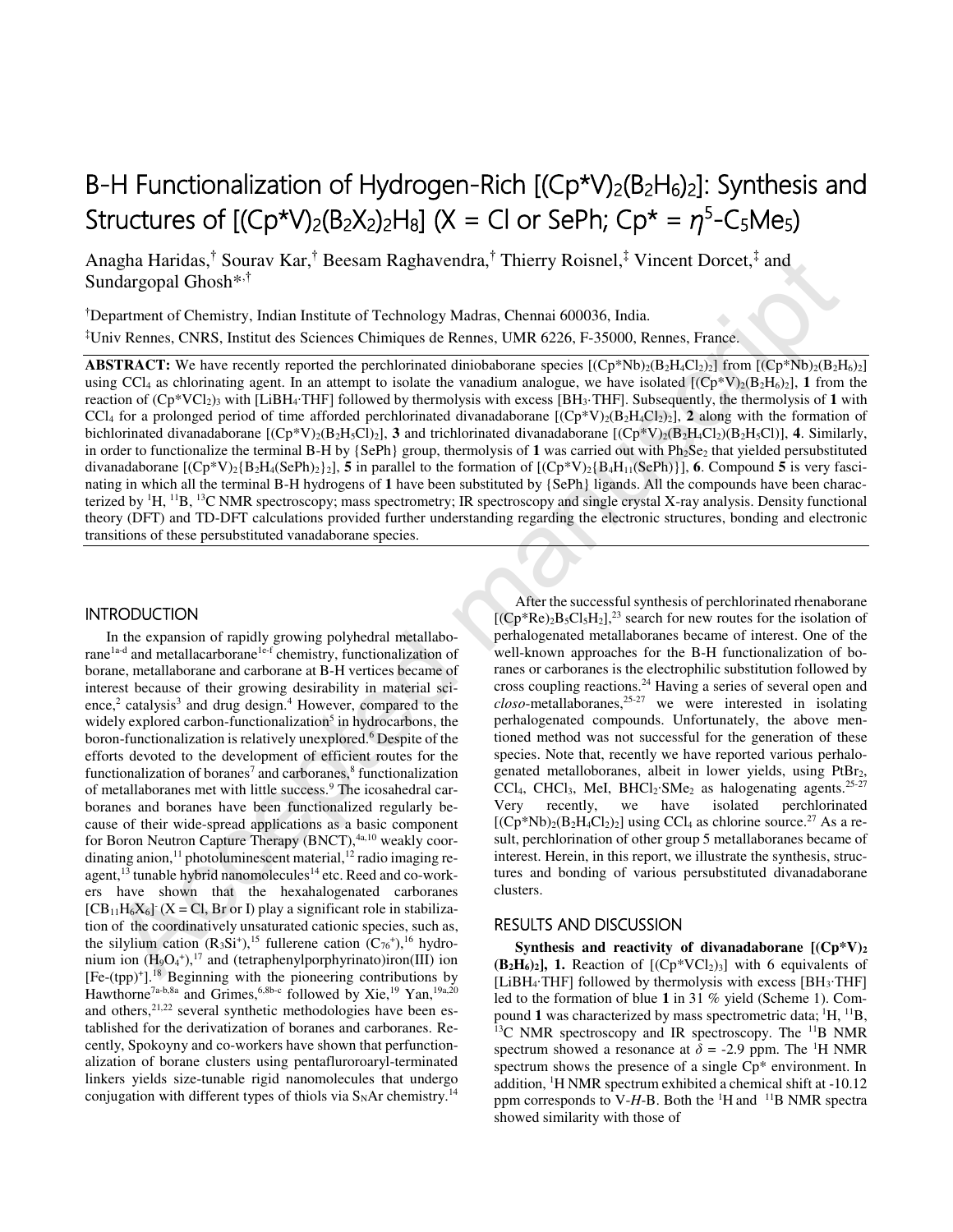# B-H Functionalization of Hydrogen-Rich $[(Cp^*V)_2(B_2H_6)_2]$: Synthesis and Structures of $[(Cp^*V)_2(B_2X_2)_2H_8]$ (X = Cl or SePh; Cp* = $\eta^5$-$C_5Me_5$)

Anagha Haridas,[†] Sourav Kar,[†] Beesam Raghavendra,[†] Thierry Roisnel,[‡] Vincent Dorcet,[‡] and Sundargopal Ghosh*[,†]

[†]Department of Chemistry, Indian Institute of Technology Madras, Chennai 600036, India.

[‡]Univ Rennes, CNRS, Institut des Sciences Chimiques de Rennes, UMR 6226, F-35000, Rennes, France.

**ABSTRACT:** We have recently reported the perchlorinated diniobaborane species $[(Cp^*Nb)_2(B_2H_4Cl_2)_2]$ from $[(Cp^*Nb)_2(B_2H_6)_2]$ using $CCl_4$ as chlorinating agent. In an attempt to isolate the vanadium analogue, we have isolated $[(Cp^*V)_2(B_2H_6)_2]$, **1** from the reaction of $(Cp^*VCl_2)_3$ with $[LiBH_4{\cdot}THF]$ followed by thermolysis with excess $[BH_3{\cdot}THF]$. Subsequently, the thermolysis of **1** with $CCl_4$ for a prolonged period of time afforded perchlorinated divanadaborane $[(Cp^*V)_2(B_2H_4Cl_2)_2]$, **2** along with the formation of bichlorinated divanadaborane $[(Cp^*V)_2(B_2H_5Cl)_2]$, **3** and trichlorinated divanadaborane $[(Cp^*V)_2(B_2H_4Cl_2)(B_2H_5Cl)]$, **4**. Similarly, in order to functionalize the terminal B-H by {SePh} group, thermolysis of **1** was carried out with $Ph_2Se_2$ that yielded persubstituted divanadaborane $[(Cp^*V)_2\{B_2H_4(SePh)_2\}_2]$, **5** in parallel to the formation of $[(Cp^*V)_2\{B_4H_{11}(SePh)\}]$, **6**. Compound **5** is very fascinating in which all the terminal B-H hydrogens of **1** have been substituted by {SePh} ligands. All the compounds have been characterized by $^1$H, $^{11}$B, $^{13}$C NMR spectroscopy; mass spectrometry; IR spectroscopy and single crystal X-ray analysis. Density functional theory (DFT) and TD-DFT calculations provided further understanding regarding the electronic structures, bonding and electronic transitions of these persubstituted vanadaborane species.

## INTRODUCTION

In the expansion of rapidly growing polyhedral metallaborane[1a-d] and metallacarborane[1e-f] chemistry, functionalization of borane, metallaborane and carborane at B-H vertices became of interest because of their growing desirability in material science,[2] catalysis[3] and drug design.[4] However, compared to the widely explored carbon-functionalization[5] in hydrocarbons, the boron-functionalization is relatively unexplored.[6] Despite of the efforts devoted to the development of efficient routes for the functionalization of boranes[7] and carboranes,[8] functionalization of metallaboranes met with little success.[9] The icosahedral carboranes and boranes have been functionalized regularly because of their wide-spread applications as a basic component for Boron Neutron Capture Therapy (BNCT),[4a,10] weakly coordinating anion,[11] photoluminescent material,[12] radio imaging reagent,[13] tunable hybrid nanomolecules[14] etc. Reed and co-workers have shown that the hexahalogenated carboranes $[CB_{11}H_6X_6]^-$ (X = Cl, Br or I) play a significant role in stabilization of the coordinatively unsaturated cationic species, such as, the silylium cation ($R_3Si^+$),[15] fullerene cation ($C_{76}^+$),[16] hydronium ion ($H_9O_4^+$),[17] and (tetraphenylporphyrinato)iron(III) ion [Fe-(tpp)$^+$].[18] Beginning with the pioneering contributions by Hawthorne[7a-b,8a] and Grimes,[6,8b-c] followed by Xie,[19] Yan,[19a,20] and others,[21,22] several synthetic methodologies have been established for the derivatization of boranes and carboranes. Recently, Spokoyny and co-workers have shown that perfunctionalization of borane clusters using pentaflururoaryl-terminated linkers yields size-tunable rigid nanomolecules that undergo conjugation with different types of thiols via $S_NAr$ chemistry.[14]

After the successful synthesis of perchlorinated rhenaborane $[(Cp^*Re)_2B_5Cl_5H_2]$,[23] search for new routes for the isolation of perhalogenated metallaboranes became of interest. One of the well-known approaches for the B-H functionalization of boranes or carboranes is the electrophilic substitution followed by cross coupling reactions.[24] Having a series of several open and *closo*-metallaboranes,[25-27] we were interested in isolating perhalogenated compounds. Unfortunately, the above mentioned method was not successful for the generation of these species. Note that, recently we have reported various perhalogenated metalloboranes, albeit in lower yields, using $PtBr_2$, $CCl_4$, $CHCl_3$, MeI, $BHCl_2{\cdot}SMe_2$ as halogenating agents.[25-27] Very recently, we have isolated perchlorinated $[(Cp^*Nb)_2(B_2H_4Cl_2)_2]$ using $CCl_4$ as chlorine source.[27] As a result, perchlorination of other group 5 metallaboranes became of interest. Herein, in this report, we illustrate the synthesis, structures and bonding of various persubstituted divanadaborane clusters.

## RESULTS AND DISCUSSION

**Synthesis and reactivity of divanadaborane $[(Cp^*V)_2(B_2H_6)_2]$, 1.** Reaction of $[(Cp^*VCl_2)_3]$ with 6 equivalents of $[LiBH_4{\cdot}THF]$ followed by thermolysis with excess $[BH_3{\cdot}THF]$ led to the formation of blue **1** in 31 % yield (Scheme 1). Compound **1** was characterized by mass spectrometric data; $^1$H, $^{11}$B, $^{13}$C NMR spectroscopy and IR spectroscopy. The $^{11}$B NMR spectrum showed a resonance at $\delta$ = -2.9 ppm. The $^1$H NMR spectrum shows the presence of a single Cp* environment. In addition, $^1$H NMR spectrum exhibited a chemical shift at -10.12 ppm corresponds to V-*H*-B. Both the $^1$H and $^{11}$B NMR spectra showed similarity with those of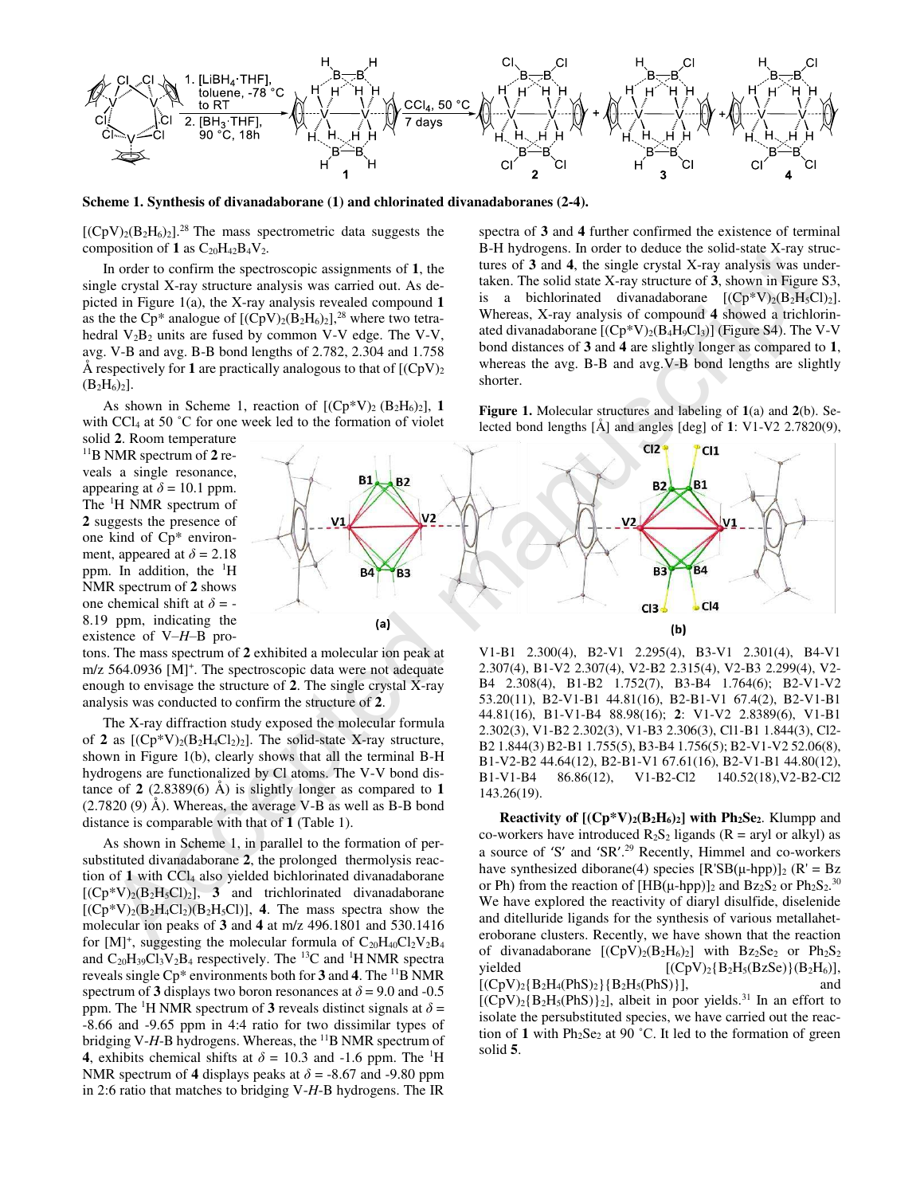**Scheme 1. Synthesis of divanadaborane (1) and chlorinated divanadaboranes (2-4).**

$[(CpV)_2(B_2H_6)_2]$.[28] The mass spectrometric data suggests the composition of **1** as $C_{20}H_{42}B_4V_2$.

In order to confirm the spectroscopic assignments of **1**, the single crystal X-ray structure analysis was carried out. As depicted in Figure 1(a), the X-ray analysis revealed compound **1** as the the Cp* analogue of $[(CpV)_2(B_2H_6)_2]$,[28] where two tetrahedral $V_2B_2$ units are fused by common V-V edge. The V-V, avg. V-B and avg. B-B bond lengths of 2.782, 2.304 and 1.758 Å respectively for **1** are practically analogous to that of $[(CpV)_2(B_2H_6)_2]$.

As shown in Scheme 1, reaction of $[(Cp^*V)_2(B_2H_6)_2]$, **1** with $CCl_4$ at 50 °C for one week led to the formation of violet solid **2**. Room temperature $^{11}B$ NMR spectrum of **2** reveals a single resonance, appearing at $\delta$ = 10.1 ppm. The $^1H$ NMR spectrum of **2** suggests the presence of one kind of Cp* environment, appeared at $\delta$ = 2.18 ppm. In addition, the $^1H$ NMR spectrum of **2** shows one chemical shift at $\delta$ = -8.19 ppm, indicating the existence of V–*H*–B protons. The mass spectrum of **2** exhibited a molecular ion peak at m/z 564.0936 [M]+. The spectroscopic data were not adequate enough to envisage the structure of **2**. The single crystal X-ray analysis was conducted to confirm the structure of **2**.

The X-ray diffraction study exposed the molecular formula of **2** as $[(Cp^*V)_2(B_2H_4Cl_2)_2]$. The solid-state X-ray structure, shown in Figure 1(b), clearly shows that all the terminal B-H hydrogens are functionalized by Cl atoms. The V-V bond distance of **2** (2.8389(6) Å) is slightly longer as compared to **1** (2.7820 (9) Å). Whereas, the average V-B as well as B-B bond distance is comparable with that of **1** (Table 1).

As shown in Scheme 1, in parallel to the formation of persubstituted divanadaborane **2**, the prolonged thermolysis reaction of **1** with $CCl_4$ also yielded bichlorinated divanadaborane $[(Cp^*V)_2(B_2H_5Cl)_2]$, **3** and trichlorinated divanadaborane $[(Cp^*V)_2(B_2H_4Cl_2)(B_2H_5Cl)]$, **4**. The mass spectra show the molecular ion peaks of **3** and **4** at m/z 496.1801 and 530.1416 for [M]+, suggesting the molecular formula of $C_{20}H_{40}Cl_2V_2B_4$ and $C_{20}H_{39}Cl_3V_2B_4$ respectively. The $^{13}C$ and $^1H$ NMR spectra reveals single Cp* environments both for **3** and **4**. The $^{11}B$ NMR spectrum of **3** displays two boron resonances at $\delta$ = 9.0 and -0.5 ppm. The $^1H$ NMR spectrum of **3** reveals distinct signals at $\delta$ = -8.66 and -9.65 ppm in 4:4 ratio for two dissimilar types of bridging V-*H*-B hydrogens. Whereas, the $^{11}B$ NMR spectrum of **4**, exhibits chemical shifts at $\delta$ = 10.3 and -1.6 ppm. The $^1H$ NMR spectrum of **4** displays peaks at $\delta$ = -8.67 and -9.80 ppm in 2:6 ratio that matches to bridging V-*H*-B hydrogens. The IR spectra of **3** and **4** further confirmed the existence of terminal B-H hydrogens. In order to deduce the solid-state X-ray structures of **3** and **4**, the single crystal X-ray analysis was undertaken. The solid state X-ray structure of **3**, shown in Figure S3, is a bichlorinated divanadaborane $[(Cp^*V)_2(B_2H_5Cl)_2]$. Whereas, X-ray analysis of compound **4** showed a trichlorinated divanadaborane $[(Cp^*V)_2(B_4H_9Cl_3)]$ (Figure S4). The V-V bond distances of **3** and **4** are slightly longer as compared to **1**, whereas the avg. B-B and avg.V-B bond lengths are slightly shorter.

**Figure 1.** Molecular structures and labeling of **1**(a) and **2**(b). Selected bond lengths [Å] and angles [deg] of **1**: V1-V2 2.7820(9), V1-B1 2.300(4), B2-V1 2.295(4), B3-V1 2.301(4), B4-V1 2.307(4), B1-V2 2.307(4), V2-B2 2.315(4), V2-B3 2.299(4), V2-B4 2.308(4), B1-B2 1.752(7), B3-B4 1.764(6); B2-V1-V2 53.20(11), B2-V1-B1 44.81(16), B2-B1-V1 67.4(2), B2-V1-B1 44.81(16), B1-V1-B4 88.98(16); **2**: V1-V2 2.8389(6), V1-B1 2.302(3), V1-B2 2.302(3), V1-B3 2.306(3), Cl1-B1 1.844(3), Cl2-B2 1.844(3) B2-B1 1.755(5), B3-B4 1.756(5); B2-V1-V2 52.06(8), B1-V2-B2 44.64(12), B2-B1-V1 67.61(16), B2-V1-B1 44.80(12), B1-V1-B4 86.86(12), V1-B2-Cl2 140.52(18),V2-B2-Cl2 143.26(19).

**Reactivity of $[(Cp^*V)_2(B_2H_6)_2]$ with $Ph_2Se_2$.** Klumpp and co-workers have introduced $R_2S_2$ ligands (R = aryl or alkyl) as a source of 'S' and 'SR'.[29] Recently, Himmel and co-workers have synthesized diborane(4) species [R'SB(μ-hpp)]$_2$ (R' = Bz or Ph) from the reaction of [HB(μ-hpp)]$_2$ and $Bz_2S_2$ or $Ph_2S_2$.[30] We have explored the reactivity of diaryl disulfide, diselenide and ditelluride ligands for the synthesis of various metallaheteroborane clusters. Recently, we have shown that the reaction of divanadaborane $[(CpV)_2(B_2H_6)_2]$ with $Bz_2Se_2$ or $Ph_2S_2$ yielded $[(CpV)_2\{B_2H_5(BzSe)\}(B_2H_6)]$, $[(CpV)_2\{B_2H_4(PhS)_2\}\{B_2H_5(PhS)\}]$, and $[(CpV)_2\{B_2H_5(PhS)\}_2]$, albeit in poor yields.[31] In an effort to isolate the persubstituted species, we have carried out the reaction of **1** with $Ph_2Se_2$ at 90 °C. It led to the formation of green solid **5**.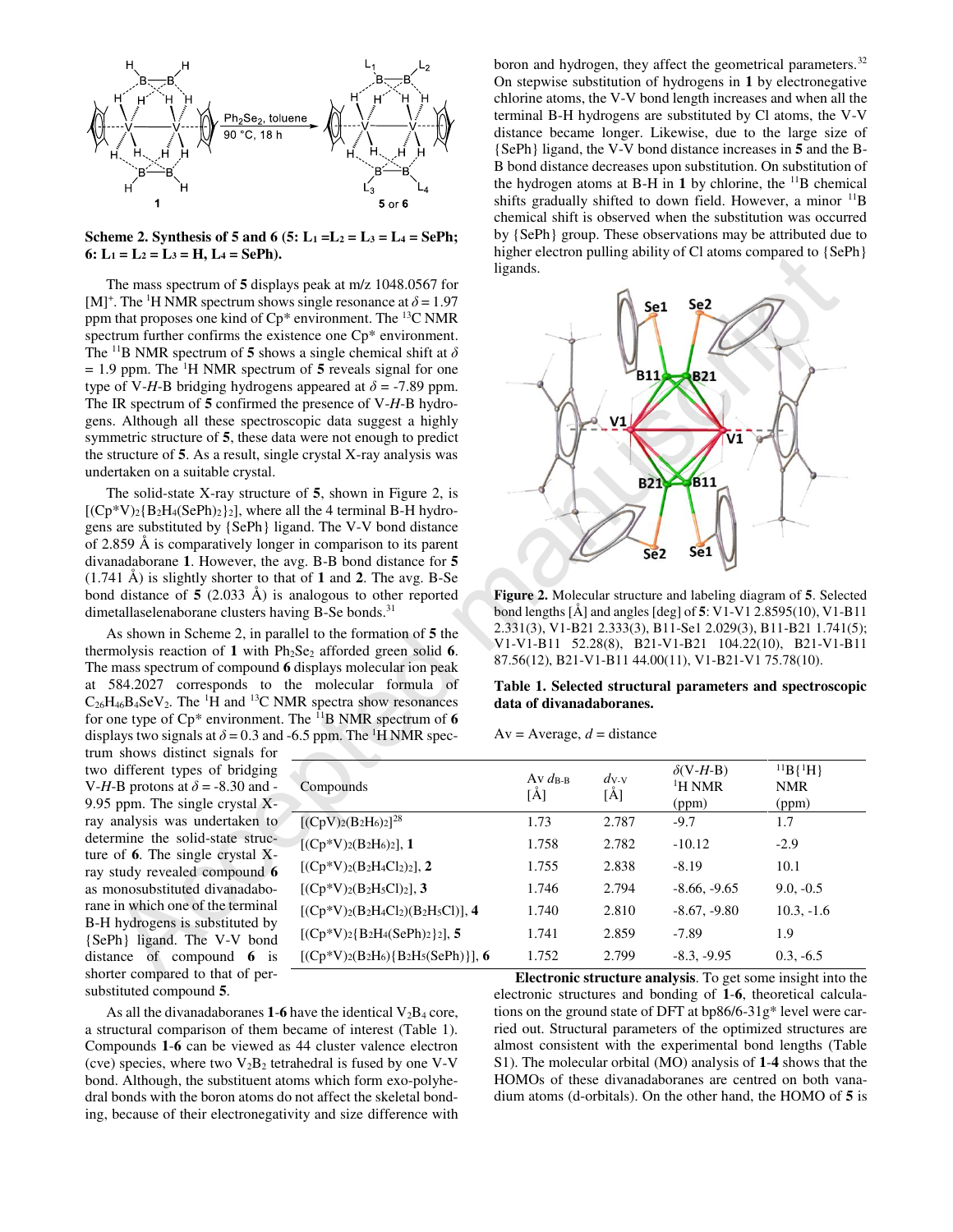**Scheme 2. Synthesis of 5 and 6 (5: $L_1 = L_2 = L_3 = L_4$ = SePh; 6: $L_1 = L_2 = L_3$ = H, $L_4$ = SePh).**

The mass spectrum of **5** displays peak at m/z 1048.0567 for $[M]^+$. The $^1H$ NMR spectrum shows single resonance at $\delta = 1.97$ ppm that proposes one kind of Cp* environment. The $^{13}C$ NMR spectrum further confirms the existence one Cp* environment. The $^{11}B$ NMR spectrum of **5** shows a single chemical shift at $\delta = 1.9$ ppm. The $^1H$ NMR spectrum of **5** reveals signal for one type of V-*H*-B bridging hydrogens appeared at $\delta = -7.89$ ppm. The IR spectrum of **5** confirmed the presence of V-*H*-B hydrogens. Although all these spectroscopic data suggest a highly symmetric structure of **5**, these data were not enough to predict the structure of **5**. As a result, single crystal X-ray analysis was undertaken on a suitable crystal.

The solid-state X-ray structure of **5**, shown in Figure 2, is $[(Cp^*V)_2\{B_2H_4(SePh)_2\}_2]$, where all the 4 terminal B-H hydrogens are substituted by {SePh} ligand. The V-V bond distance of 2.859 Å is comparatively longer in comparison to its parent divanadaborane **1**. However, the avg. B-B bond distance for **5** (1.741 Å) is slightly shorter to that of **1** and **2**. The avg. B-Se bond distance of **5** (2.033 Å) is analogous to other reported dimetallaselenaborane clusters having B-Se bonds.[31]

As shown in Scheme 2, in parallel to the formation of **5** the thermolysis reaction of **1** with $Ph_2Se_2$ afforded green solid **6**. The mass spectrum of compound **6** displays molecular ion peak at 584.2027 corresponds to the molecular formula of $C_{26}H_{46}B_4SeV_2$. The $^1H$ and $^{13}C$ NMR spectra show resonances for one type of Cp* environment. The $^{11}B$ NMR spectrum of **6** displays two signals at $\delta = 0.3$ and -6.5 ppm. The $^1H$ NMR spectrum shows distinct signals for two different types of bridging V-*H*-B protons at $\delta = -8.30$ and -9.95 ppm. The single crystal X-ray analysis was undertaken to determine the solid-state structure of **6**. The single crystal X-ray study revealed compound **6** as monosubstituted divanadaborane in which one of the terminal B-H hydrogens is substituted by {SePh} ligand. The V-V bond distance of compound **6** is shorter compared to that of per-substituted compound **5**.

As all the divanadaboranes **1**-**6** have the identical $V_2B_4$ core, a structural comparison of them became of interest (Table 1). Compounds **1**-**6** can be viewed as 44 cluster valence electron (cve) species, where two $V_2B_2$ tetrahedral is fused by one V-V bond. Although, the substituent atoms which form exo-polyhedral bonds with the boron atoms do not affect the skeletal bonding, because of their electronegativity and size difference with boron and hydrogen, they affect the geometrical parameters.[32] On stepwise substitution of hydrogens in **1** by electronegative chlorine atoms, the V-V bond length increases and when all the terminal B-H hydrogens are substituted by Cl atoms, the V-V distance became longer. Likewise, due to the large size of {SePh} ligand, the V-V bond distance increases in **5** and the B-B bond distance decreases upon substitution. On substitution of the hydrogen atoms at B-H in **1** by chlorine, the $^{11}B$ chemical shifts gradually shifted to down field. However, a minor $^{11}B$ chemical shift is observed when the substitution was occurred by {SePh} group. These observations may be attributed due to higher electron pulling ability of Cl atoms compared to {SePh} ligands.

**Figure 2.** Molecular structure and labeling diagram of **5**. Selected bond lengths [Å] and angles [deg] of **5**: V1-V1 2.8595(10), V1-B11 2.331(3), V1-B21 2.333(3), B11-Se1 2.029(3), B11-B21 1.741(5); V1-V1-B11 52.28(8), B21-V1-B21 104.22(10), B21-V1-B11 87.56(12), B21-V1-B11 44.00(11), V1-B21-V1 75.78(10).

**Table 1. Selected structural parameters and spectroscopic data of divanadaboranes.**

Av = Average, *d* = distance

| Compounds | Av $d_{B-B}$ [Å] | $d_{V-V}$ [Å] | $\delta$(V-*H*-B) $^1H$ NMR (ppm) | $^{11}B\{^1H\}$ NMR (ppm) |
|---|---|---|---|---|
| $[(CpV)_2(B_2H_6)_2]$[28] | 1.73 | 2.787 | -9.7 | 1.7 |
| $[(Cp^*V)_2(B_2H_6)_2]$, **1** | 1.758 | 2.782 | -10.12 | -2.9 |
| $[(Cp^*V)_2(B_2H_4Cl_2)_2]$, **2** | 1.755 | 2.838 | -8.19 | 10.1 |
| $[(Cp^*V)_2(B_2H_5Cl)_2]$, **3** | 1.746 | 2.794 | -8.66, -9.65 | 9.0, -0.5 |
| $[(Cp^*V)_2(B_2H_4Cl_2)(B_2H_5Cl)]$, **4** | 1.740 | 2.810 | -8.67, -9.80 | 10.3, -1.6 |
| $[(Cp^*V)_2\{B_2H_4(SePh)_2\}_2]$, **5** | 1.741 | 2.859 | -7.89 | 1.9 |
| $[(Cp^*V)_2(B_2H_6)\{B_2H_5(SePh)\}]$, **6** | 1.752 | 2.799 | -8.3, -9.95 | 0.3, -6.5 |

**Electronic structure analysis**. To get some insight into the electronic structures and bonding of **1**-**6**, theoretical calculations on the ground state of DFT at bp86/6-31g* level were carried out. Structural parameters of the optimized structures are almost consistent with the experimental bond lengths (Table S1). The molecular orbital (MO) analysis of **1**-**4** shows that the HOMOs of these divanadaboranes are centred on both vanadium atoms (d-orbitals). On the other hand, the HOMO of **5** is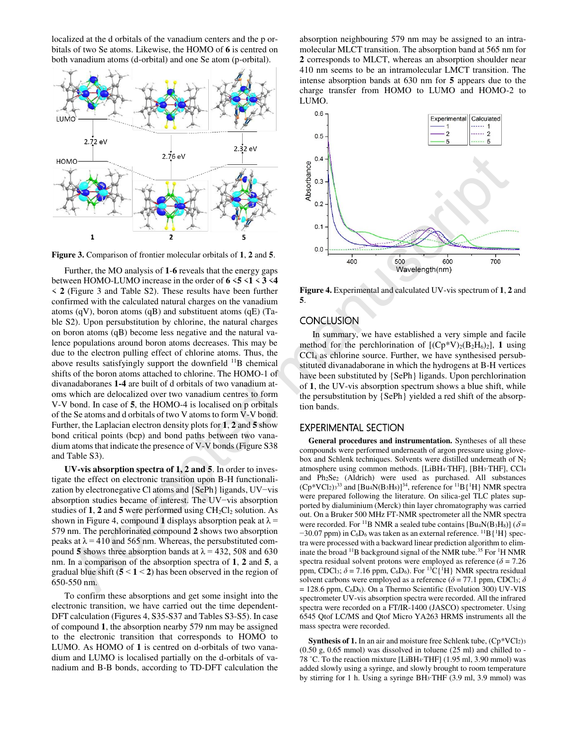localized at the d orbitals of the vanadium centers and the p orbitals of two Se atoms. Likewise, the HOMO of **6** is centred on both vanadium atoms (d-orbital) and one Se atom (p-orbital).

**Figure 3.** Comparison of frontier molecular orbitals of **1**, **2** and **5**.

Further, the MO analysis of **1**-**6** reveals that the energy gaps between HOMO-LUMO increase in the order of **6** < **5** < **1** < **3** < **4** < **2** (Figure 3 and Table S2). These results have been further confirmed with the calculated natural charges on the vanadium atoms (qV), boron atoms (qB) and substituent atoms (qE) (Table S2). Upon persubstitution by chlorine, the natural charges on boron atoms (qB) become less negative and the natural valence populations around boron atoms decreases. This may be due to the electron pulling effect of chlorine atoms. Thus, the above results satisfyingly support the downfield $^{11}B$ chemical shifts of the boron atoms attached to chlorine. The HOMO-1 of divanadaboranes **1-4** are built of d orbitals of two vanadium atoms which are delocalized over two vanadium centres to form V-V bond. In case of **5**, the HOMO-4 is localised on p orbitals of the Se atoms and d orbitals of two V atoms to form V-V bond. Further, the Laplacian electron density plots for **1**, **2** and **5** show bond critical points (bcp) and bond paths between two vanadium atoms that indicate the presence of V-V bonds (Figure S38 and Table S3).

**UV-vis absorption spectra of 1, 2 and 5.** In order to investigate the effect on electronic transition upon B-H functionalization by electronegative Cl atoms and {SePh} ligands, UV–vis absorption studies became of interest. The UV–vis absorption studies of **1**, **2** and **5** were performed using $CH_2Cl_2$ solution. As shown in Figure 4, compound **1** displays absorption peak at λ = 579 nm. The perchlorinated compound **2** shows two absorption peaks at λ = 410 and 565 nm. Whereas, the persubstituted compound **5** shows three absorption bands at λ = 432, 508 and 630 nm. In a comparison of the absorption spectra of **1**, **2** and **5**, a gradual blue shift (**5** < **1** < **2**) has been observed in the region of 650-550 nm.

To confirm these absorptions and get some insight into the electronic transition, we have carried out the time dependent-DFT calculation (Figures 4, S35-S37 and Tables S3-S5). In case of compound **1**, the absorption nearby 579 nm may be assigned to the electronic transition that corresponds to HOMO to LUMO. As HOMO of **1** is centred on d-orbitals of two vanadium and LUMO is localised partially on the d-orbitals of vanadium and B-B bonds, according to TD-DFT calculation the absorption neighbouring 579 nm may be assigned to an intramolecular MLCT transition. The absorption band at 565 nm for **2** corresponds to MLCT, whereas an absorption shoulder near 410 nm seems to be an intramolecular LMCT transition. The intense absorption bands at 630 nm for **5** appears due to the charge transfer from HOMO to LUMO and HOMO-2 to LUMO.

**Figure 4.** Experimental and calculated UV-vis spectrum of **1**, **2** and **5**.

## CONCLUSION

In summary, we have established a very simple and facile method for the perchlorination of $[(Cp^*V)_2(B_2H_6)_2]$, **1** using $CCl_4$ as chlorine source. Further, we have synthesised persubstituted divanadaborane in which the hydrogens at B-H vertices have been substituted by {SePh} ligands. Upon perchlorination of **1**, the UV-vis absorption spectrum shows a blue shift, while the persubstitution by {SePh} yielded a red shift of the absorption bands.

## EXPERIMENTAL SECTION

**General procedures and instrumentation.** Syntheses of all these compounds were performed underneath of argon pressure using glovebox and Schlenk techniques. Solvents were distilled underneath of $N_2$ atmosphere using common methods. $[LiBH_4{\cdot}THF]$, $[BH_3{\cdot}THF]$, $CCl_4$ and $Ph_2Se_2$ (Aldrich) were used as purchased. All substances $(Cp^*VCl_2)_3$[33] and $[Bu_4N(B_3H_8)]$[34], reference for $^{11}B\{^1H\}$ NMR spectra were prepared following the literature. On silica-gel TLC plates supported by dialuminium (Merck) thin layer chromatography was carried out. On a Bruker 500 MHz FT-NMR spectrometer all the NMR spectra were recorded. For $^{11}B$ NMR a sealed tube contains $[Bu_4N(B_3H_8)]$ (δ = −30.07 ppm) in $C_6D_6$ was taken as an external reference. $^{11}B\{^1H\}$ spectra were processed with a backward linear prediction algorithm to eliminate the broad $^{11}B$ background signal of the NMR tube.[35] For $^1H$ NMR spectra residual solvent protons were employed as reference (δ = 7.26 ppm, $CDCl_3$; δ = 7.16 ppm, $C_6D_6$). For $^{13}C\{^1H\}$ NMR spectra residual solvent carbons were employed as a reference (δ = 77.1 ppm, $CDCl_3$; δ = 128.6 ppm, $C_6D_6$). On a Thermo Scientific (Evolution 300) UV-VIS spectrometer UV-vis absorption spectra were recorded. All the infrared spectra were recorded on a FT/IR-1400 (JASCO) spectrometer. Using 6545 Qtof LC/MS and Qtof Micro YA263 HRMS instruments all the mass spectra were recorded.

**Synthesis of 1.** In an air and moisture free Schlenk tube, $(Cp^*VCl_2)_3$ (0.50 g, 0.65 mmol) was dissolved in toluene (25 ml) and chilled to -78 °C. To the reaction mixture $[LiBH_4{\cdot}THF]$ (1.95 ml, 3.90 mmol) was added slowly using a syringe, and slowly brought to room temperature by stirring for 1 h. Using a syringe $BH_3{\cdot}THF$ (3.9 ml, 3.9 mmol) was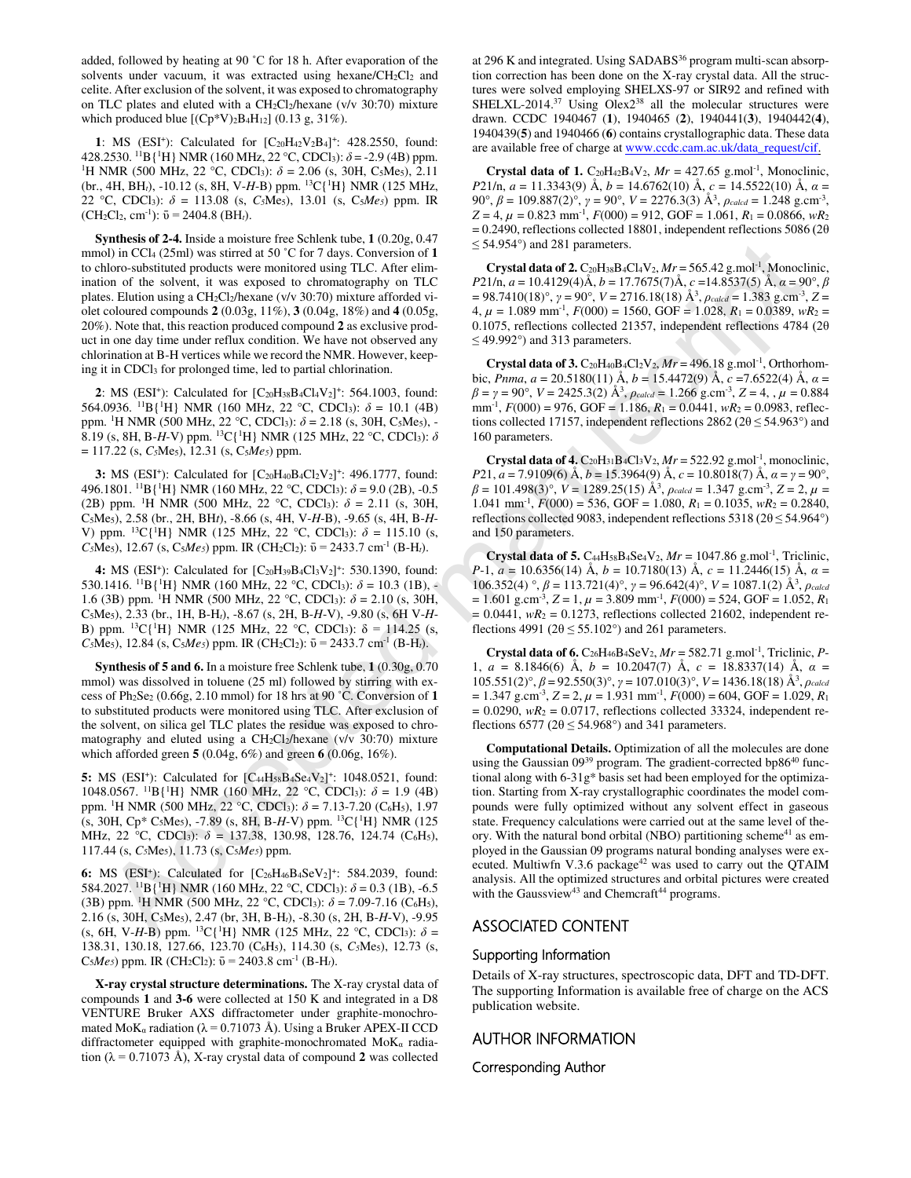added, followed by heating at 90 ˚C for 18 h. After evaporation of the solvents under vacuum, it was extracted using hexane/$CH_2Cl_2$ and celite. After exclusion of the solvent, it was exposed to chromatography on TLC plates and eluted with a $CH_2Cl_2$/hexane (v/v 30:70) mixture which produced blue [(Cp*V)$_2$B$_4$H$_{12}$] (0.13 g, 31%).

**1**: MS (ESI$^+$): Calculated for [$C_{20}H_{42}V_2B_4$]$^+$: 428.2550, found: 428.2530. $^{11}$B{$^1$H} NMR (160 MHz, 22 °C, $CDCl_3$): $\delta$ = -2.9 (4B) ppm. $^1$H NMR (500 MHz, 22 °C, $CDCl_3$): $\delta$ = 2.06 (s, 30H, $C_5Me_5$), 2.11 (br., 4H, BH$_t$), -10.12 (s, 8H, V-*H*-B) ppm. $^{13}$C{$^1$H} NMR (125 MHz, 22 °C, $CDCl_3$): $\delta$ = 113.08 (s, *C$_5$*Me$_5$), 13.01 (s, C$_5$*Me$_5$*) ppm. IR ($CH_2Cl_2$, cm$^{-1}$): $\tilde{\upsilon}$ = 2404.8 (BH$_t$).

**Synthesis of 2-4.** Inside a moisture free Schlenk tube, **1** (0.20g, 0.47 mmol) in $CCl_4$ (25ml) was stirred at 50 ˚C for 7 days. Conversion of **1** to chloro-substituted products were monitored using TLC. After elimination of the solvent, it was exposed to chromatography on TLC plates. Elution using a $CH_2Cl_2$/hexane (v/v 30:70) mixture afforded violet coloured compounds **2** (0.03g, 11%), **3** (0.04g, 18%) and **4** (0.05g, 20%). Note that, this reaction produced compound **2** as exclusive product in one day time under reflux condition. We have not observed any chlorination at B-H vertices while we record the NMR. However, keeping it in $CDCl_3$ for prolonged time, led to partial chlorination.

**2**: MS (ESI$^+$): Calculated for [$C_{20}H_{38}B_4Cl_4V_2$]$^+$: 564.1003, found: 564.0936. $^{11}$B{$^1$H} NMR (160 MHz, 22 °C, $CDCl_3$): $\delta$ = 10.1 (4B) ppm. $^1$H NMR (500 MHz, 22 °C, $CDCl_3$): $\delta$ = 2.18 (s, 30H, $C_5Me_5$), -8.19 (s, 8H, B-*H*-V) ppm. $^{13}$C{$^1$H} NMR (125 MHz, 22 °C, $CDCl_3$): $\delta$ = 117.22 (s, *C$_5$*Me$_5$), 12.31 (s, C$_5$*Me$_5$*) ppm.

**3:** MS (ESI$^+$): Calculated for [$C_{20}H_{40}B_4Cl_2V_2$]$^+$: 496.1777, found: 496.1801. $^{11}$B{$^1$H} NMR (160 MHz, 22 °C, $CDCl_3$): $\delta$ = 9.0 (2B), -0.5 (2B) ppm. $^1$H NMR (500 MHz, 22 °C, $CDCl_3$): $\delta$ = 2.11 (s, 30H, $C_5Me_5$), 2.58 (br., 2H, BH*t*), -8.66 (s, 4H, V-*H*-B), -9.65 (s, 4H, B-*H*-V) ppm. $^{13}$C{$^1$H} NMR (125 MHz, 22 °C, $CDCl_3$): $\delta$ = 115.10 (s, *C$_5$*Me$_5$), 12.67 (s, C$_5$*Me$_5$*) ppm. IR ($CH_2Cl_2$): $\tilde{\upsilon}$ = 2433.7 cm$^{-1}$ (B-H$_t$).

**4:** MS (ESI$^+$): Calculated for [$C_{20}H_{39}B_4Cl_3V_2$]$^+$: 530.1390, found: 530.1416. $^{11}$B{$^1$H} NMR (160 MHz, 22 °C, $CDCl_3$): $\delta$ = 10.3 (1B), -1.6 (3B) ppm. $^1$H NMR (500 MHz, 22 °C, $CDCl_3$): $\delta$ = 2.10 (s, 30H, $C_5Me_5$), 2.33 (br., 1H, B-H$_t$), -8.67 (s, 2H, B-*H*-V), -9.80 (s, 6H V-*H*-B) ppm. $^{13}$C{$^1$H} NMR (125 MHz, 22 °C, $CDCl_3$): $\delta$ = 114.25 (s, *C$_5$*Me$_5$), 12.84 (s, C$_5$*Me$_5$*) ppm. IR ($CH_2Cl_2$): $\tilde{\upsilon}$ = 2433.7 cm$^{-1}$ (B-H$_t$).

**Synthesis of 5 and 6.** In a moisture free Schlenk tube, **1** (0.30g, 0.70 mmol) was dissolved in toluene (25 ml) followed by stirring with excess of $Ph_2Se_2$ (0.66g, 2.10 mmol) for 18 hrs at 90 ˚C. Conversion of **1** to substituted products were monitored using TLC. After exclusion of the solvent, on silica gel TLC plates the residue was exposed to chromatography and eluted using a $CH_2Cl_2$/hexane (v/v 30:70) mixture which afforded green **5** (0.04g, 6%) and green **6** (0.06g, 16%).

**5:** MS (ESI$^+$): Calculated for [$C_{44}H_{58}B_4Se_4V_2$]$^+$: 1048.0521, found: 1048.0567. $^{11}$B{$^1$H} NMR (160 MHz, 22 °C, $CDCl_3$): $\delta$ = 1.9 (4B) ppm. $^1$H NMR (500 MHz, 22 °C, $CDCl_3$): $\delta$ = 7.13-7.20 ($C_6H_5$), 1.97 (s, 30H, Cp* $C_5Me_5$), -7.89 (s, 8H, B-*H*-V) ppm. $^{13}$C{$^1$H} NMR (125 MHz, 22 °C, $CDCl_3$): $\delta$ = 137.38, 130.98, 128.76, 124.74 ($C_6H_5$), 117.44 (s, *C$_5$*Me$_5$), 11.73 (s, C$_5$*Me$_5$*) ppm.

**6:** MS (ESI$^+$): Calculated for [$C_{26}H_{46}B_4SeV_2$]$^+$: 584.2039, found: 584.2027. $^{11}$B{$^1$H} NMR (160 MHz, 22 °C, $CDCl_3$): $\delta$ = 0.3 (1B), -6.5 (3B) ppm. $^1$H NMR (500 MHz, 22 °C, $CDCl_3$): $\delta$ = 7.09-7.16 ($C_6H_5$), 2.16 (s, 30H, $C_5Me_5$), 2.47 (br, 3H, B-H$_t$), -8.30 (s, 2H, B-*H*-V), -9.95 (s, 6H, V-*H*-B) ppm. $^{13}$C{$^1$H} NMR (125 MHz, 22 °C, $CDCl_3$): $\delta$ = 138.31, 130.18, 127.66, 123.70 ($C_6H_5$), 114.30 (s, *C$_5$*Me$_5$), 12.73 (s, C$_5$*Me$_5$*) ppm. IR ($CH_2Cl_2$): $\tilde{\upsilon}$ = 2403.8 cm$^{-1}$ (B-H$_t$).

**X-ray crystal structure determinations.** The X-ray crystal data of compounds **1** and **3-6** were collected at 150 K and integrated in a D8 VENTURE Bruker AXS diffractometer under graphite-monochromated MoK$_\alpha$ radiation ($\lambda$ = 0.71073 Å). Using a Bruker APEX-II CCD diffractometer equipped with graphite-monochromated MoK$_\alpha$ radiation ($\lambda$ = 0.71073 Å), X-ray crystal data of compound **2** was collected at 296 K and integrated. Using SADABS[36] program multi-scan absorption correction has been done on the X-ray crystal data. All the structures were solved employing SHELXS-97 or SIR92 and refined with SHELXL-2014.[37] Using Olex2[38] all the molecular structures were drawn. CCDC 1940467 (**1**), 1940465 (**2**), 1940441(**3**), 1940442(**4**), 1940439(**5**) and 1940466 (**6**) contains crystallographic data. These data are available free of charge at www.ccdc.cam.ac.uk/data_request/cif.

**Crystal data of 1.** $C_{20}H_{42}B_4V_2$, *Mr* = 427.65 g.mol$^{-1}$, Monoclinic, *P*21/n, *a* = 11.3343(9) Å, *b* = 14.6762(10) Å, *c* = 14.5522(10) Å, $\alpha$ = 90°, $\beta$ = 109.887(2)°, $\gamma$ = 90°, *V* = 2276.3(3) Å$^3$, $\rho_{calcd}$ = 1.248 g.cm$^{-3}$, *Z* = 4, $\mu$ = 0.823 mm$^{-1}$, *F*(000) = 912, GOF = 1.061, $R_1$ = 0.0866, $wR_2$ = 0.2490, reflections collected 18801, independent reflections 5086 (2θ ≤ 54.954°) and 281 parameters.

**Crystal data of 2.** $C_{20}H_{38}B_4Cl_4V_2$, *Mr* = 565.42 g.mol$^{-1}$, Monoclinic, *P*21/n, *a* = 10.4129(4)Å, *b* = 17.7675(7)Å, *c* =14.8537(5) Å, $\alpha$ = 90°, $\beta$ = 98.7410(18)°, $\gamma$ = 90°, *V* = 2716.18(18) Å$^3$, $\rho_{calcd}$ = 1.383 g.cm$^{-3}$, *Z* = 4, $\mu$ = 1.089 mm$^{-1}$, *F*(000) = 1560, GOF = 1.028, $R_1$ = 0.0389, $wR_2$ = 0.1075, reflections collected 21357, independent reflections 4784 (2θ ≤ 49.992°) and 313 parameters.

**Crystal data of 3.** $C_{20}H_{40}B_4Cl_2V_2$, *Mr* = 496.18 g.mol$^{-1}$, Orthorhombic, *Pnma*, *a* = 20.5180(11) Å, *b* = 15.4472(9) Å, *c* =7.6522(4) Å, $\alpha$ = $\beta$ = $\gamma$ = 90°, *V* = 2425.3(2) Å$^3$, $\rho_{calcd}$ = 1.266 g.cm$^{-3}$, *Z* = 4, , $\mu$ = 0.884 mm$^{-1}$, *F*(000) = 976, GOF = 1.186, $R_1$ = 0.0441, $wR_2$ = 0.0983, reflections collected 17157, independent reflections 2862 (2θ ≤ 54.963°) and 160 parameters.

**Crystal data of 4.** $C_{20}H_{31}B_4Cl_3V_2$, *Mr* = 522.92 g.mol$^{-1}$, monoclinic, *P*21, *a* = 7.9109(6) Å, *b* = 15.3964(9) Å, *c* = 10.8018(7) Å, $\alpha$ = $\gamma$ = 90°, $\beta$ = 101.498(3)°, *V* = 1289.25(15) Å$^3$, $\rho_{calcd}$ = 1.347 g.cm$^{-3}$, *Z* = 2, $\mu$ = 1.041 mm$^{-1}$, *F*(000) = 536, GOF = 1.080, $R_1$ = 0.1035, $wR_2$ = 0.2840, reflections collected 9083, independent reflections 5318 (2θ ≤ 54.964°) and 150 parameters.

**Crystal data of 5.** $C_{44}H_{58}B_4Se_4V_2$, *Mr* = 1047.86 g.mol$^{-1}$, Triclinic, *P*-1, *a* = 10.6356(14) Å, *b* = 10.7180(13) Å, *c* = 11.2446(15) Å, $\alpha$ = 106.352(4) °, $\beta$ = 113.721(4)°, $\gamma$ = 96.642(4)°, *V* = 1087.1(2) Å$^3$, $\rho_{calcd}$ = 1.601 g.cm$^{-3}$, *Z* = 1, $\mu$ = 3.809 mm$^{-1}$, *F*(000) = 524, GOF = 1.052, $R_1$ = 0.0441, $wR_2$ = 0.1273, reflections collected 21602, independent reflections 4991 (2θ ≤ 55.102°) and 261 parameters.

**Crystal data of 6.** $C_{26}H_{46}B_4SeV_2$, *Mr* = 582.71 g.mol$^{-1}$, Triclinic, *P*-1, *a* = 8.1846(6) Å, *b* = 10.2047(7) Å, *c* = 18.8337(14) Å, $\alpha$ = 105.551(2)°, $\beta$ = 92.550(3)°, $\gamma$ = 107.010(3)°, *V* = 1436.18(18) Å$^3$, $\rho_{calcd}$ = 1.347 g.cm$^{-3}$, *Z* = 2, $\mu$ = 1.931 mm$^{-1}$, *F*(000) = 604, GOF = 1.029, $R_1$ = 0.0290, $wR_2$ = 0.0717, reflections collected 33324, independent reflections 6577 (2θ ≤ 54.968°) and 341 parameters.

**Computational Details.** Optimization of all the molecules are done using the Gaussian 09[39] program. The gradient-corrected bp86[40] functional along with 6-31g* basis set had been employed for the optimization. Starting from X-ray crystallographic coordinates the model compounds were fully optimized without any solvent effect in gaseous state. Frequency calculations were carried out at the same level of theory. With the natural bond orbital (NBO) partitioning scheme[41] as employed in the Gaussian 09 programs natural bonding analyses were executed. Multiwfn V.3.6 package[42] was used to carry out the QTAIM analysis. All the optimized structures and orbital pictures were created with the Gaussview[43] and Chemcraft[44] programs.

## ASSOCIATED CONTENT

### Supporting Information

Details of X-ray structures, spectroscopic data, DFT and TD-DFT. The supporting Information is available free of charge on the ACS publication website.

## AUTHOR INFORMATION

### Corresponding Author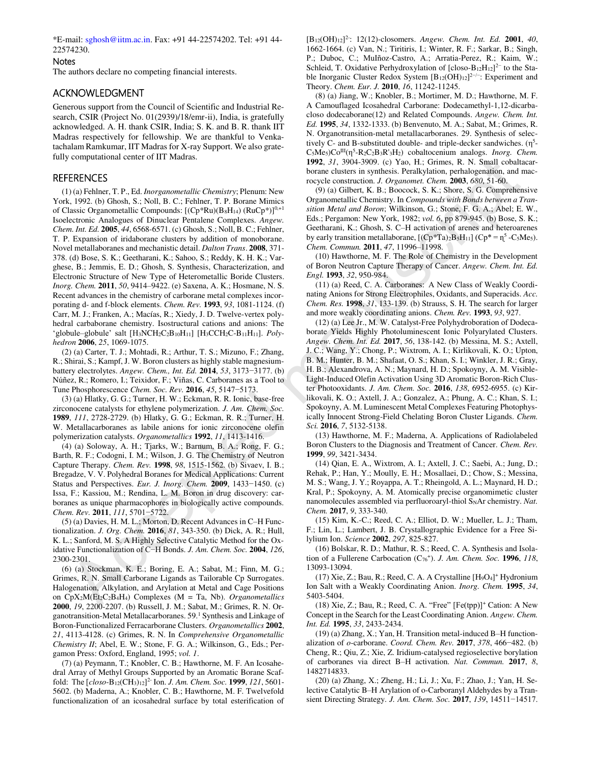*E-mail: sghosh@iitm.ac.in. Fax: +91 44-22574202. Tel: +91 44-22574230.

## Notes

The authors declare no competing financial interests.

## ACKNOWLEDGMENT

Generous support from the Council of Scientific and Industrial Research, CSIR (Project No. 01(2939)/18/emr-ii), India, is gratefully acknowledged. A. H. thank CSIR, India; S. K. and B. R. thank IIT Madras respectively for fellowship. We are thankful to Venkatachalam Ramkumar, IIT Madras for X-ray Support. We also gratefully computational center of IIT Madras.

## REFERENCES

(1) (a) Fehlner, T. P., Ed. *Inorganometallic Chemistry*; Plenum: New York, 1992. (b) Ghosh, S.; Noll, B. C.; Fehlner, T. P. Borane Mimics of Classic Organometallic Compounds: $[(Cp^{*}Ru)(B_8H_{14})(RuCp^{*})]^{0,+1}$ Isoelectronic Analogues of Dinuclear Pentalene Complexes. *Angew. Chem. Int. Ed.* **2005**, *44*, 6568-6571. (c) Ghosh, S.; Noll, B. C.; Fehlner, T. P. Expansion of iridaborane clusters by addition of monoborane. Novel metallaboranes and mechanistic detail. *Dalton Trans*. **2008**, 371-378. (d) Bose, S. K.; Geetharani, K.; Sahoo, S.; Reddy, K. H. K.; Varghese, B.; Jemmis, E. D.; Ghosh, S. Synthesis, Characterization, and Electronic Structure of New Type of Heterometallic Boride Clusters. *Inorg. Chem.* **2011**, *50*, 9414–9422. (e) Saxena, A. K.; Hosmane, N. S. Recent advances in the chemistry of carborane metal complexes incorporating d- and f-block elements. *Chem. Rev.* **1993**, *93*, 1081-1124. (f) Carr, M. J.; Franken, A.; Macías, R.; Xiedy, J. D. Twelve-vertex polyhedral carbaborane chemistry. Isostructural cations and anions: The 'globule–globule' salt $[H_3NCH_2C_2B_{10}H_{11}]$ $[H_3CCH_2C\text{-}B_{11}H_{11}]$. *Polyhedron* **2006**, *25*, 1069-1075.

(2) (a) Carter, T. J.; Mohtadi, R.; Arthur, T. S.; Mizuno, F.; Zhang, R.; Shirai, S.; Kampf, J. W. Boron clusters as highly stable magnesium-battery electrolytes. *Angew. Chem., Int. Ed.* **2014**, *53*, 3173−3177. (b) Núñez, R.; Romero, I.; Teixidor, F.; Viñas, C. Carboranes as a Tool to Tune Phosphorescence *Chem. Soc. Rev.* **2016**, *45*, 5147−5173.

(3) (a) Hlatky, G. G.; Turner, H. W.; Eckman, R. R. Ionic, base-free zirconocene catalysts for ethylene polymerization. *J. Am. Chem. Soc.* **1989**, *111*, 2728-2729. (b) Hlatky, G. G.; Eckman, R. R.; Turner, H. W. Metallacarboranes as labile anions for ionic zirconocene olefin polymerization catalysts. *Organometallics* **1992**, *11*, 1413-1416.

(4) (a) Soloway, A. H.; Tjarks, W.; Barnum, B. A.; Rong, F. G.; Barth, R. F.; Codogni, I. M.; Wilson, J. G. The Chemistry of Neutron Capture Therapy. *Chem. Rev.* **1998**, *98*, 1515-1562. (b) Sivaev, I. B.; Bregadze, V. V. Polyhedral Boranes for Medical Applications: Current Status and Perspectives. *Eur. J. Inorg. Chem.* **2009**, 1433−1450. (c) Issa, F.; Kassiou, M.; Rendina, L. M. Boron in drug discovery: carboranes as unique pharmacophores in biologically active compounds. *Chem. Rev.* **2011**, *111*, 5701−5722.

(5) (a) Davies, H. M. L.; Morton, D. Recent Advances in C–H Functionalization. *J. Org. Chem.* **2016**, *81*, 343-350. (b) Dick, A. R.; Hull, K. L.; Sanford, M. S. A Highly Selective Catalytic Method for the Oxidative Functionalization of C−H Bonds. *J. Am. Chem. Soc.* **2004**, *126*, 2300-2301.

(6) (a) Stockman, K. E.; Boring, E. A.; Sabat, M.; Finn, M. G.; Grimes, R. N. Small Carborane Ligands as Tailorable Cp Surrogates. Halogenation, Alkylation, and Arylation at Metal and Cage Positions on $CpX_2M(Et_2C_2B_4H_4)$ Complexes (M = Ta, Nb). *Organometallics* **2000**, *19*, 2200-2207. (b) Russell, J. M.; Sabat, M.; Grimes, R. N. Organotransition-Metal Metallacarboranes. 59.[1] Synthesis and Linkage of Boron-Functionalized Ferracarborane Clusters. *Organometallics* **2002**, *21*, 4113-4128. (c) Grimes, R. N. In *Comprehensive Organometallic Chemistry II*; Abel, E. W.; Stone, F. G. A.; Wilkinson, G., Eds.; Pergamon Press: Oxford, England, 1995; *vol. 1*.

(7) (a) Peymann, T.; Knobler, C. B.; Hawthorne, M. F. An Icosahedral Array of Methyl Groups Supported by an Aromatic Borane Scaffold: The $[closo\text{-}B_{12}(CH_3)_{12}]^{2-}$ Ion. *J. Am. Chem. Soc.* **1999**, *121*, 5601-5602. (b) Maderna, A.; Knobler, C. B.; Hawthorne, M. F. Twelvefold functionalization of an icosahedral surface by total esterification of $[B_{12}(OH)_{12}]^{2-}$: 12(12)-closomers. *Angew. Chem. Int. Ed.* **2001**, *40*, 1662-1664. (c) Van, N.; Tiritiris, I.; Winter, R. F.; Sarkar, B.; Singh, P.; Duboc, C.; Mulñoz-Castro, A.; Arratia-Perez, R.; Kaim, W.; Schleid, T. Oxidative Perhydroxylation of $[closo\text{-}B_{12}H_{12}]^{2-}$ to the Stable Inorganic Cluster Redox System $[B_{12}(OH)_{12}]^{2-/-}$: Experiment and Theory. *Chem. Eur. J.* **2010**, *16*, 11242-11245.

(8) (a) Jiang, W.; Knobler, B.; Mortimer, M. D.; Hawthorne, M. F. A Camouflaged Icosahedral Carborane: Dodecamethyl-1,12-dicarba-closo dodecaborane(12) and Related Compounds. *Angew. Chem. Int. Ed.* **1995**, *34*, 1332-1333. (b) Benvenuto, M. A.; Sabat, M.; Grimes, R. N. Organotransition-metal metallacarboranes. 29. Synthesis of selectively C- and B-substituted double- and triple-decker sandwiches. $(\eta^5\text{-}C_5Me_5)Co^{III}(\eta^5\text{-}R_2C_2B_3R'_3H_2)$ cobaltocenium analogs. *Inorg. Chem.* **1992**, *31*, 3904-3909. (c) Yao, H.; Grimes, R. N. Small cobaltacarborane clusters in synthesis. Peralkylation, perhalogenation, and macrocycle construction. *J. Organomet. Chem.* **2003**, *680*, 51-60.

(9) (a) Gilbert, K. B.; Boocock, S. K.; Shore, S. G. Comprehensive Organometallic Chemistry. In *Compounds with Bonds between a Transition Metal and Boron*; Wilkinson, G.; Stone, F. G. A.; Abel; E. W., Eds.; Pergamon: New York, 1982; *vol. 6*, pp 879-945. (b) Bose, S. K.; Geetharani, K.; Ghosh, S. C–H activation of arenes and heteroarenes by early transition metallaborane, $[(Cp^{*}Ta)_2B_5H_{11}]$ ($Cp^{*} = \eta^5\text{-}C_5Me_5$). *Chem. Commun.* **2011**, *47*, 11996–11998.

(10) Hawthorne, M. F. The Role of Chemistry in the Development of Boron Neutron Capture Therapy of Cancer. *Angew. Chem. Int. Ed. Engl.* **1993**, *32*, 950-984.

(11) (a) Reed, C. A. Carboranes: A New Class of Weakly Coordinating Anions for Strong Electrophiles, Oxidants, and Superacids. *Acc. Chem. Res.* **1998**, *31*, 133-139. (b) Strauss, S. H. The search for larger and more weakly coordinating anions. *Chem. Rev.* **1993**, *93*, 927.

(12) (a) Lee Jr., M. W. Catalyst-Free Polyhydroboration of Dodecaborate Yields Highly Photoluminescent Ionic Polyarylated Clusters. *Angew. Chem. Int. Ed.* **2017**, *56*, 138-142. (b) Messina, M. S.; Axtell, J. C.; Wang, Y.; Chong, P.; Wixtrom, A. I.; Kirlikovali, K. O.; Upton, B. M.; Hunter, B. M.; Shafaat, O. S.; Khan, S. I.; Winkler, J. R.; Gray, H. B.; Alexandrova, A. N.; Maynard, H. D.; Spokoyny, A. M. Visible-Light-Induced Olefin Activation Using 3D Aromatic Boron-Rich Cluster Photooxidants. *J. Am. Chem. Soc.* **2016**, *138*, 6952-6955. (c) Kirlikovali, K. O.; Axtell, J. A.; Gonzalez, A.; Phung, A. C.; Khan, S. I.; Spokoyny, A. M. Luminescent Metal Complexes Featuring Photophysically Innocent Strong-Field Chelating Boron Cluster Ligands. *Chem. Sci.* **2016**, *7*, 5132-5138.

(13) Hawthorne, M. F.; Maderna, A. Applications of Radiolabeled Boron Clusters to the Diagnosis and Treatment of Cancer. *Chem. Rev.* **1999**, *99*, 3421-3434.

(14) Qian, E. A.; Wixtrom, A. I.; Axtell, J. C.; Saebi, A.; Jung, D.; Rehak, P.; Han, Y.; Moully, E. H.; Mosallaei, D.; Chow, S.; Messina, M. S.; Wang, J. Y.; Royappa, A. T.; Rheingold, A. L.; Maynard, H. D.; Kral, P.; Spokoyny, A. M. Atomically precise organomimetic cluster nanomolecules assembled via perfluoroaryl-thiol $S_NAr$ chemistry. *Nat. Chem.* **2017**, *9*, 333-340.

(15) Kim, K.-C.; Reed, C. A.; Elliot, D. W.; Mueller, L. J.; Tham, F.; Lin, L.; Lambert, J. B. Crystallographic Evidence for a Free Silylium Ion. *Science* **2002**, *297*, 825-827.

(16) Bolskar, R. D.; Mathur, R. S.; Reed, C. A. Synthesis and Isolation of a Fullerene Carbocation ($C_{76}^{+}$). *J. Am. Chem. Soc.* **1996**, *118*, 13093-13094.

(17) Xie, Z.; Bau, R.; Reed, C. A. A Crystalline $[H_9O_4]^{+}$ Hydronium Ion Salt with a Weakly Coordinating Anion. *Inorg. Chem.* **1995**, *34*, 5403-5404.

(18) Xie, Z.; Bau, R.; Reed, C. A. "Free" $[Fe(tpp)]^{+}$ Cation: A New Concept in the Search for the Least Coordinating Anion. *Angew. Chem. Int. Ed.* **1995**, *33*, 2433-2434.

(19) (a) Zhang, X.; Yan, H. Transition metal-induced B–H functionalization of *o*-carborane. *Coord. Chem. Rev.* **2017**, *378*, 466−482. (b) Cheng, R.; Qiu, Z.; Xie, Z. Iridium-catalysed regioselective borylation of carboranes via direct B–H activation. *Nat. Commun.* **2017**, *8*, 1482714833.

(20) (a) Zhang, X.; Zheng, H.; Li, J.; Xu, F.; Zhao, J.; Yan, H. Selective Catalytic B–H Arylation of o-Carboranyl Aldehydes by a Transient Directing Strategy. *J. Am. Chem. Soc.* **2017**, *139*, 14511−14517.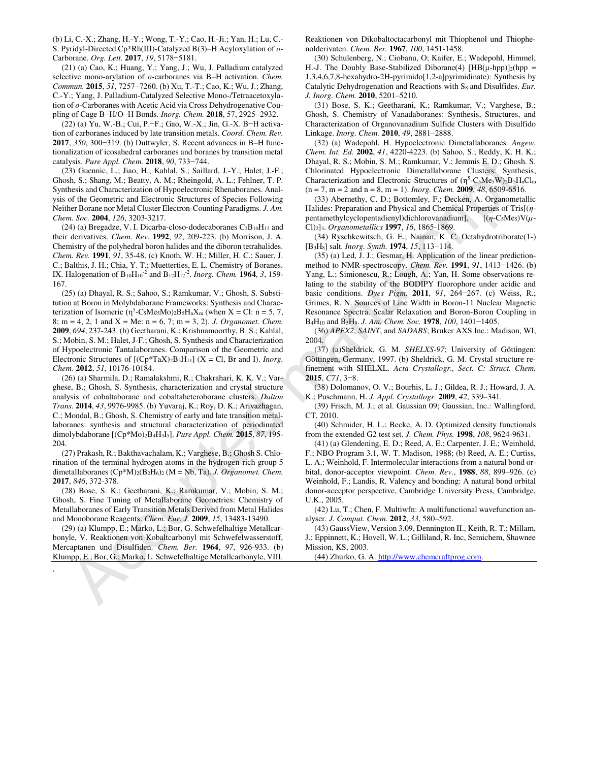(b) Li, C.-X.; Zhang, H.-Y.; Wong, T.-Y.; Cao, H.-Ji.; Yan, H.; Lu, C.-S. Pyridyl-Directed Cp*Rh(III)-Catalyzed B(3)–H Acyloxylation of *o*-Carborane. *Org. Lett.* **2017**, *19*, 5178−5181.

(21) (a) Cao, K.; Huang, Y.; Yang, J.; Wu, J. Palladium catalyzed selective mono-arylation of *o*-carboranes via B–H activation. *Chem. Commun.* **2015**, *51*, 7257−7260. (b) Xu, T.-T.; Cao, K.; Wu, J.; Zhang, C.-Y.; Yang, J. Palladium-Catalyzed Selective Mono-/Tetraacetoxylation of *o*-Carboranes with Acetic Acid via Cross Dehydrogenative Coupling of Cage B−H/O−H Bonds. *Inorg. Chem.* **2018**, 57, 2925−2932.

(22) (a) Yu, W.-B.; Cui, P.−F.; Gao, W.-X.; Jin, G.-X. B−H activation of carboranes induced by late transition metals. *Coord. Chem. Rev.* **2017**, *350*, 300−319. (b) Duttwyler, S. Recent advances in B–H functionalization of icosahedral carboranes and boranes by transition metal catalysis. *Pure Appl. Chem.* **2018**, *90*, 733−744.

(23) Guennic, L.; Jiao, H.; Kahlal, S.; Saillard, J.-Y.; Halet, J.-F.; Ghosh, S.; Shang, M.; Beatty, A. M.; Rheingold, A. L.; Fehlner, T. P. Synthesis and Characterization of Hypoelectronic Rhenaboranes. Analysis of the Geometric and Electronic Structures of Species Following Neither Borane nor Metal Cluster Electron-Counting Paradigms. *J. Am. Chem. Soc.* **2004**, *126*, 3203-3217.

(24) (a) Bregadze, V. I. Dicarba-closo-dodecaboranes $C_2B_{10}H_{12}$ and their derivatives. *Chem. Rev.* **1992**, *92*, 209-223. (b) Morrison, J. A. Chemistry of the polyhedral boron halides and the diboron tetrahalides. *Chem. Rev.* **1991**, *91*, 35-48. (c) Knoth, W. H.; Miller, H. C.; Sauer, J. C.; Balthis, J. H.; Chia, Y. T.; Muetterties, E. L. Chemistry of Boranes. IX. Halogenation of $B_{10}H_{10}^{-2}$ and $B_{12}H_{12}^{-2}$. *Inorg. Chem.* **1964**, *3*, 159-167.

(25) (a) Dhayal, R. S.; Sahoo, S.; Ramkumar, V.; Ghosh, S. Substitution at Boron in Molybdaborane Frameworks: Synthesis and Characterization of Isomeric $(\eta^5\text{-}C_5Me_5Mo)_2B_5H_nX_m$ (when X = Cl: n = 5, 7, 8; m = 4, 2, 1 and X = Me: n = 6, 7; m = 3, 2). *J. Organomet. Chem.* **2009**, *694*, 237-243. (b) Geetharani, K.; Krishnamoorthy, B. S.; Kahlal, S.; Mobin, S. M.; Halet, J.-F.; Ghosh, S. Synthesis and Characterization of Hypoelectronic Tantalaboranes. Comparison of the Geometric and Electronic Structures of $[(Cp^*TaX)_2B_5H_{11}]$ (X = Cl, Br and I). *Inorg. Chem.* **2012**, *51*, 10176-10184.

(26) (a) Sharmila, D.; Ramalakshmi, R.; Chakrahari, K. K. V.; Varghese, B.; Ghosh, S. Synthesis, characterization and crystal structure analysis of cobaltaborane and cobaltaheteroborane clusters. *Dalton Trans.* **2014**, *43*, 9976-9985. (b) Yuvaraj, K.; Roy, D. K.; Arivazhagan, C.; Mondal, B.; Ghosh, S. Chemistry of early and late transition metallaboranes: synthesis and structural characterization of periodinated dimolybdaborane $[(Cp^*Mo)_2B_4H_3I_5]$. *Pure Appl. Chem.* **2015**, *87*, 195-204.

(27) Prakash, R.; Bakthavachalam, K.; Varghese, B.; Ghosh S. Chlorination of the terminal hydrogen atoms in the hydrogen-rich group 5 dimetallaboranes $(Cp^*M)_2(B_2H_6)_2$ (M = Nb, Ta). *J. Organomet. Chem.* **2017**, *846*, 372-378.

(28) Bose, S. K.; Geetharani, K.; Ramkumar, V.; Mobin, S. M.; Ghosh, S. Fine Tuning of Metallaborane Geometries: Chemistry of Metallaboranes of Early Transition Metals Derived from Metal Halides and Monoborane Reagents. *Chem. Eur. J.* **2009**, *15*, 13483-13490.

(29) (a) Klumpp, E.; Marko, L.; Bor, G. Schwefelhaltige Metallcarbonyle, V. Reaktionen von Kobaltcarbonyl mit Schwefelwasserstoff, Mercaptanen und Disulfiden. *Chem. Ber.* **1964**, *97*, 926-933. (b) Klumpp, E.; Bor, G.; Marko, L. Schwefelhaltige Metallcarbonyle, VIII. Reaktionen von Dikobaltoctacarbonyl mit Thiophenol und Thiophenolderivaten. *Chem. Ber.* **1967**, *100*, 1451-1458.

(30) Schulenberg, N.; Ciobanu, O; Kaifer, E.; Wadepohl, Himmel, H.-J. The Doubly Base-Stabilized Diborane(4) $[HB(\mu\text{-hpp})]_2$(hpp = 1,3,4,6,7,8-hexahydro-2H-pyrimido[1,2-a]pyrimidinate): Synthesis by Catalytic Dehydrogenation and Reactions with $S_8$ and Disulfides. *Eur. J. Inorg. Chem.* **2010**, 5201–5210.

(31) Bose, S. K.; Geetharani, K.; Ramkumar, V.; Varghese, B.; Ghosh, S. Chemistry of Vanadaboranes: Synthesis, Structures, and Characterization of Organovanadium Sulfide Clusters with Disulfido Linkage. *Inorg. Chem.* **2010**, *49*, 2881–2888.

(32) (a) Wadepohl, H. Hypoelectronic Dimetallaboranes. *Angew. Chem. Int. Ed.* **2002**, *41*, 4220-4223. (b) Sahoo, S.; Reddy, K. H. K.; Dhayal, R. S.; Mobin, S. M.; Ramkumar, V.; Jemmis E. D.; Ghosh. S. Chlorinated Hypoelectronic Dimetallaborane Clusters: Synthesis, Characterization and Electronic Structures of $(\eta^5\text{-}C_5Me_5W)_2B_5H_nCl_m$ (n = 7, m = 2 and n = 8, m = 1). *Inorg. Chem.* **2009**, *48*, 6509-6516.

(33) Abernethy, C. D.; Bottomley, F.; Decken, A. Organometallic Halides: Preparation and Physical and Chemical Properties of Tris[($\eta$-pentamethylcyclopentadienyl)dichlorovanadium], $[(\eta\text{-}C_5Me_5)V(\mu\text{-}Cl)_2]_3$. *Organometallics* **1997**, *16*, 1865-1869.

(34) Ryschkewitsch, G. E.; Nainan, K. C. Octahydrotriborate(1-) $[B_3H_8]$ salt. *Inorg. Synth.* **1974**, *15*, 113−114.

(35) (a) Led, J. J.; Gesmar, H. Application of the linear prediction-method to NMR-spectroscopy. *Chem. Rev.* **1991**, *91*, 1413−1426. (b) Yang, L.; Simionescu, R.; Lough, A.; Yan, H. Some observations relating to the stability of the BODIPY fluorophore under acidic and basic conditions. *Dyes Pigm.* **2011**, *91*, 264−267. (c) Weiss, R.; Grimes, R. N. Sources of Line Width in Boron-11 Nuclear Magnetic Resonance Spectra. Scalar Relaxation and Boron-Boron Coupling in $B_4H_{10}$ and $B_5H_9$. *J. Am. Chem. Soc.* **1978**, *100*, 1401−1405.

(36) *APEX2*, *SAINT*, and *SADABS*; Bruker AXS Inc.: Madison, WI, 2004.

(37) (a)Sheldrick, G. M. *SHELXS-97*; University of Göttingen: Göttingen, Germany, 1997. (b) Sheldrick, G. M. Crystal structure refinement with SHELXL. *Acta Crystallogr., Sect. C: Struct. Chem.* **2015**, *C71*, 3−8.

(38) Dolomanov, O. V.; Bourhis, L. J.; Gildea, R. J.; Howard, J. A. K.; Puschmann, H. *J. Appl. Crystallogr.* **2009**, *42*, 339–341.

(39) Frisch, M. J.; et al. Gaussian 09; Gaussian, Inc.: Wallingford, CT, 2010.

(40) Schmider, H. L.; Becke, A. D. Optimized density functionals from the extended G2 test set. *J. Chem. Phys.* **1998**, *108*, 9624-9631.

(41) (a) Glendening, E. D.; Reed, A. E.; Carpenter, J. E.; Weinhold, F.; NBO Program 3.1, W. T. Madison, 1988; (b) Reed, A. E.; Curtiss, L. A.; Weinhold, F. Intermolecular interactions from a natural bond orbital, donor-acceptor viewpoint. *Chem. Rev.*, **1988**, *88*, 899–926. (c) Weinhold, F.; Landis, R. Valency and bonding: A natural bond orbital donor-acceptor perspective, Cambridge University Press, Cambridge, U.K., 2005.

(42) Lu, T.; Chen, F. Multiwfn: A multifunctional wavefunction analyser. *J. Comput. Chem.* **2012**, *33*, 580–592.

(43) GaussView, Version 3.09, Dennington II., Keith, R. T.; Millam, J.; Eppinnett, K.; Hovell, W. L.; Gilliland, R. Inc, Semichem, Shawnee Mission, KS, 2003.

(44) Zhurko, G. A. http://www.chemcraftprog.com.